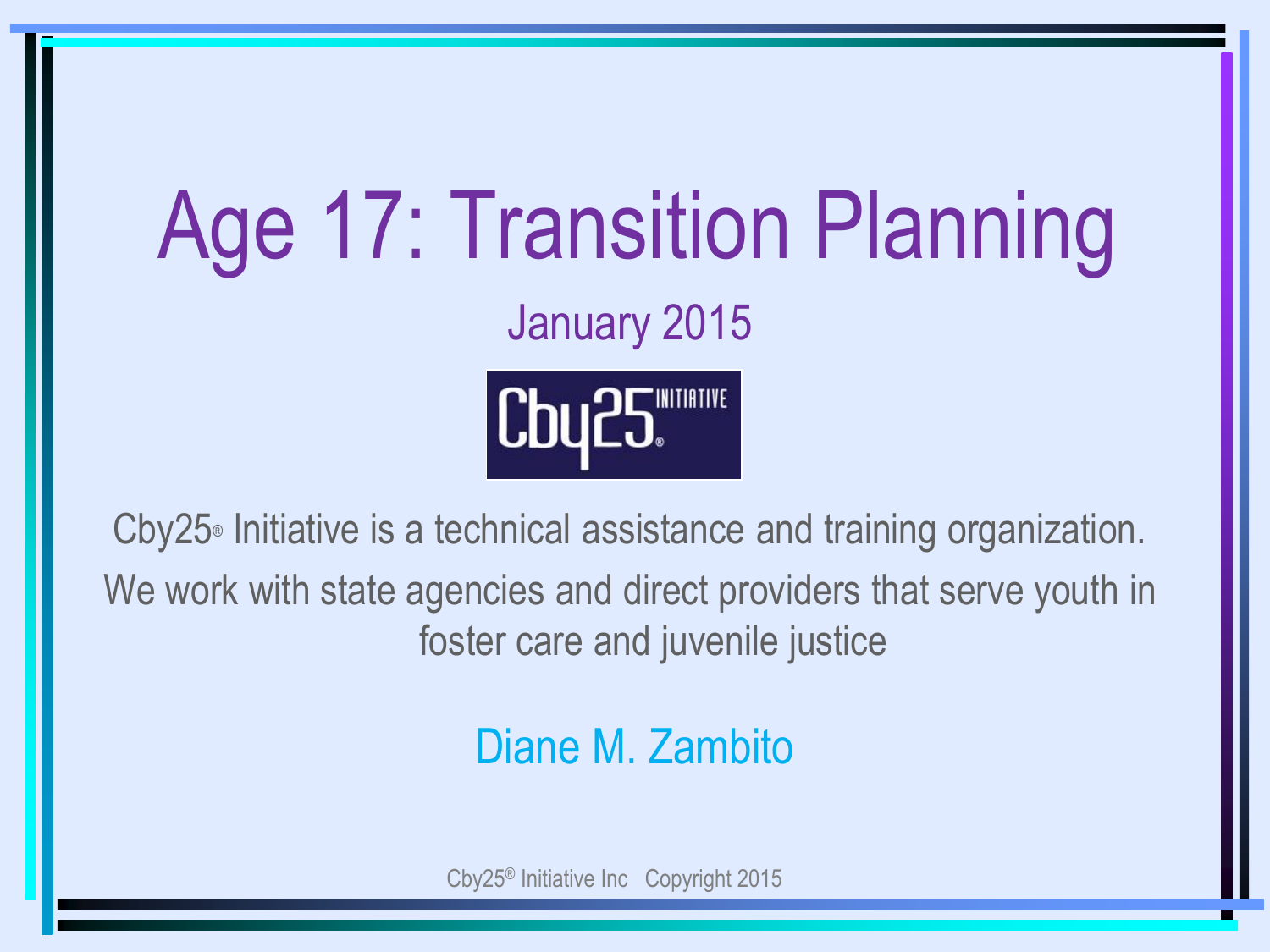# Age 17: Transition Planning

January 2015

Cby25® Initiative is a technical assistance and training organization.

We work with state agencies and direct providers that serve youth in foster care and juvenile justice

Diane M. Zambito

Cby25® Initiative Inc Copyright 2015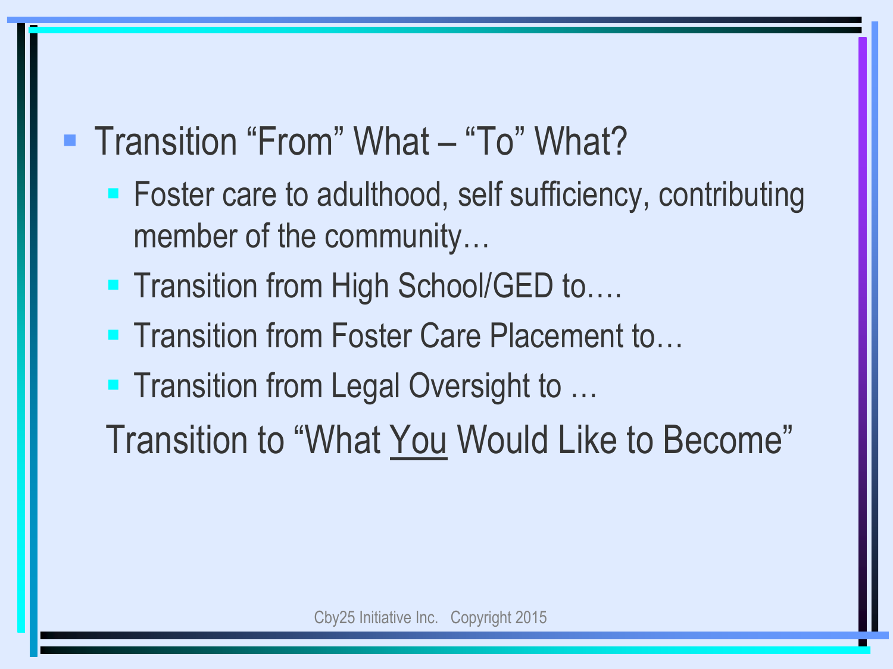- Transition “From” What – “To” What?
  - Foster care to adulthood, self sufficiency, contributing member of the community…
  - Transition from High School/GED to….
  - Transition from Foster Care Placement to…
  - Transition from Legal Oversight to …

  Transition to “What <u>You</u> Would Like to Become”

Cby25 Initiative Inc. Copyright 2015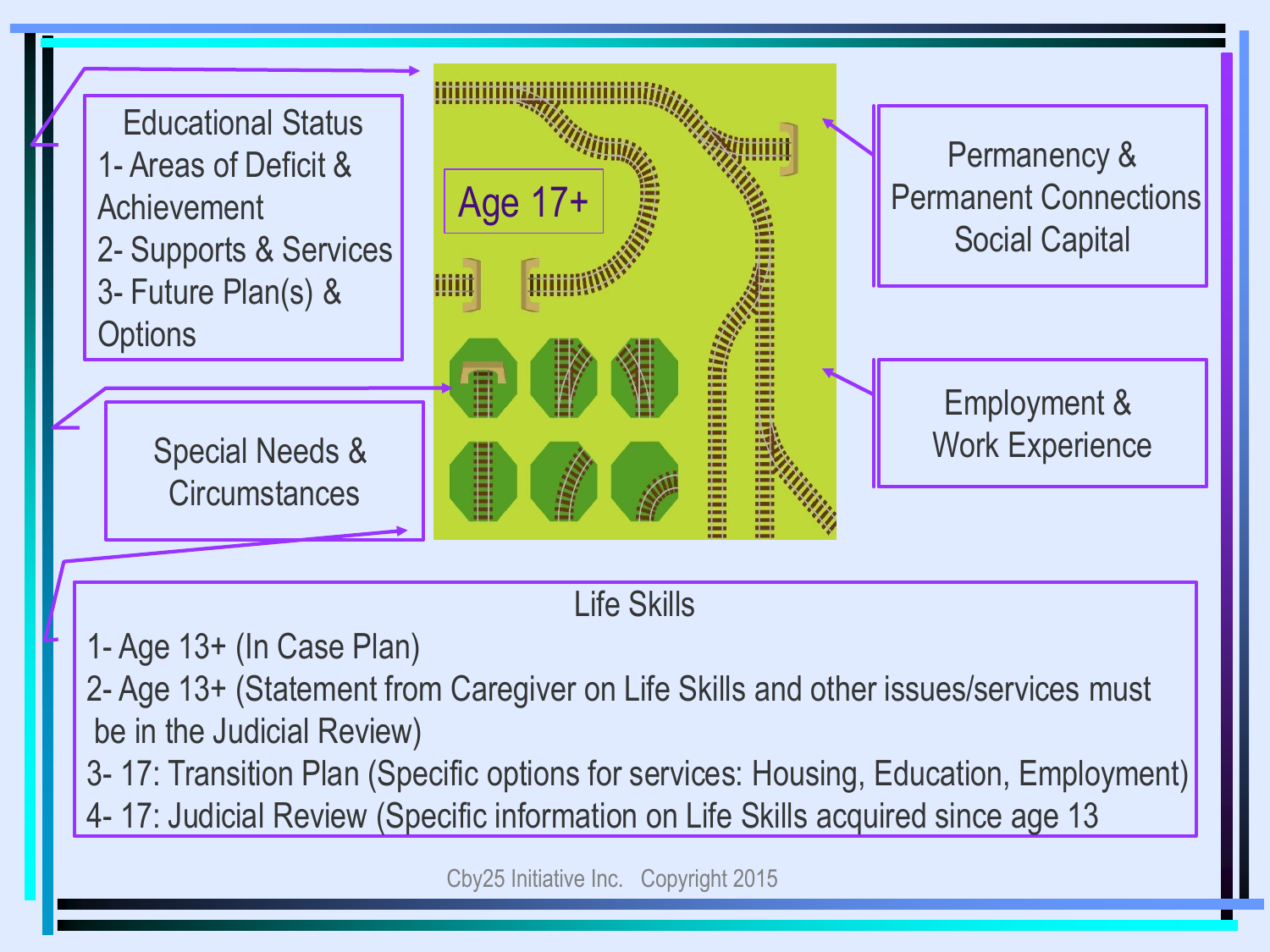Educational Status
1- Areas of Deficit & Achievement
2- Supports & Services
3- Future Plan(s) & Options

Age 17+

Permanency & Permanent Connections Social Capital

Special Needs & Circumstances

Employment & Work Experience

Life Skills
1- Age 13+ (In Case Plan)
2- Age 13+ (Statement from Caregiver on Life Skills and other issues/services must be in the Judicial Review)
3- 17: Transition Plan (Specific options for services: Housing, Education, Employment)
4- 17: Judicial Review (Specific information on Life Skills acquired since age 13

Cby25 Initiative Inc. Copyright 2015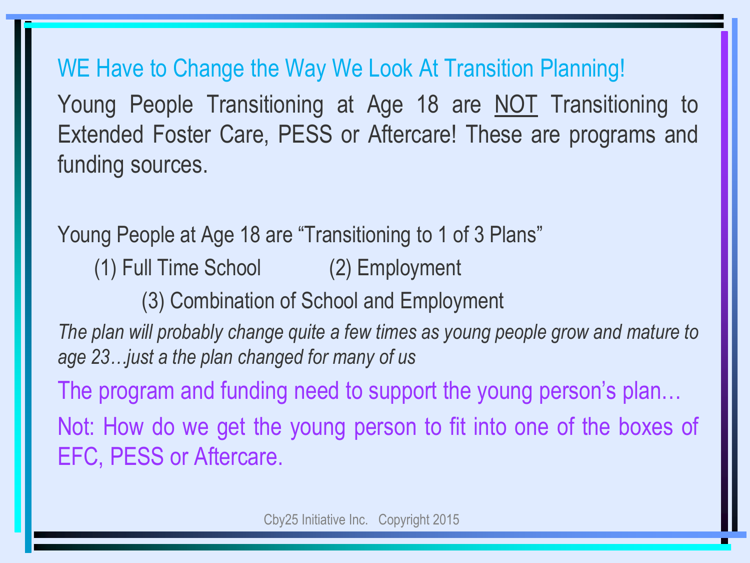## WE Have to Change the Way We Look At Transition Planning!

Young People Transitioning at Age 18 are <u>NOT</u> Transitioning to Extended Foster Care, PESS or Aftercare! These are programs and funding sources.

Young People at Age 18 are "Transitioning to 1 of 3 Plans"

(1) Full Time School (2) Employment

(3) Combination of School and Employment

*The plan will probably change quite a few times as young people grow and mature to age 23…just a the plan changed for many of us*

The program and funding need to support the young person's plan…

Not: How do we get the young person to fit into one of the boxes of EFC, PESS or Aftercare.

Cby25 Initiative Inc. Copyright 2015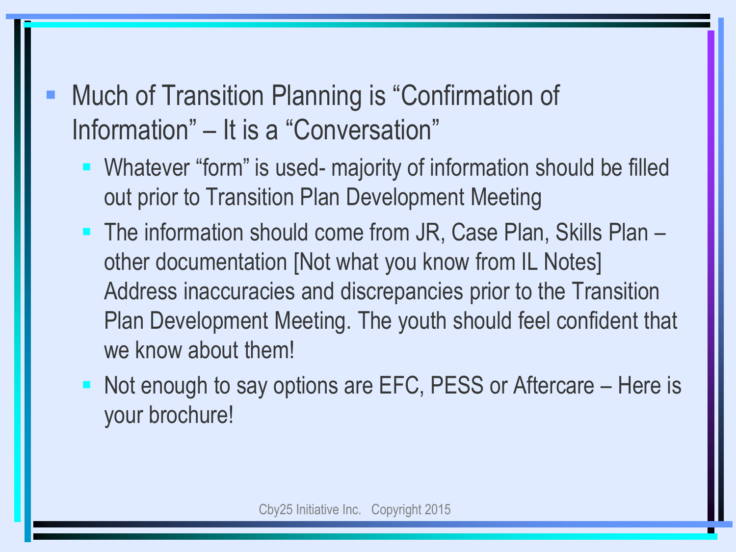- Much of Transition Planning is "Confirmation of Information" – It is a "Conversation"
  - Whatever "form" is used- majority of information should be filled out prior to Transition Plan Development Meeting
  - The information should come from JR, Case Plan, Skills Plan – other documentation [Not what you know from IL Notes] Address inaccuracies and discrepancies prior to the Transition Plan Development Meeting. The youth should feel confident that we know about them!
  - Not enough to say options are EFC, PESS or Aftercare – Here is your brochure!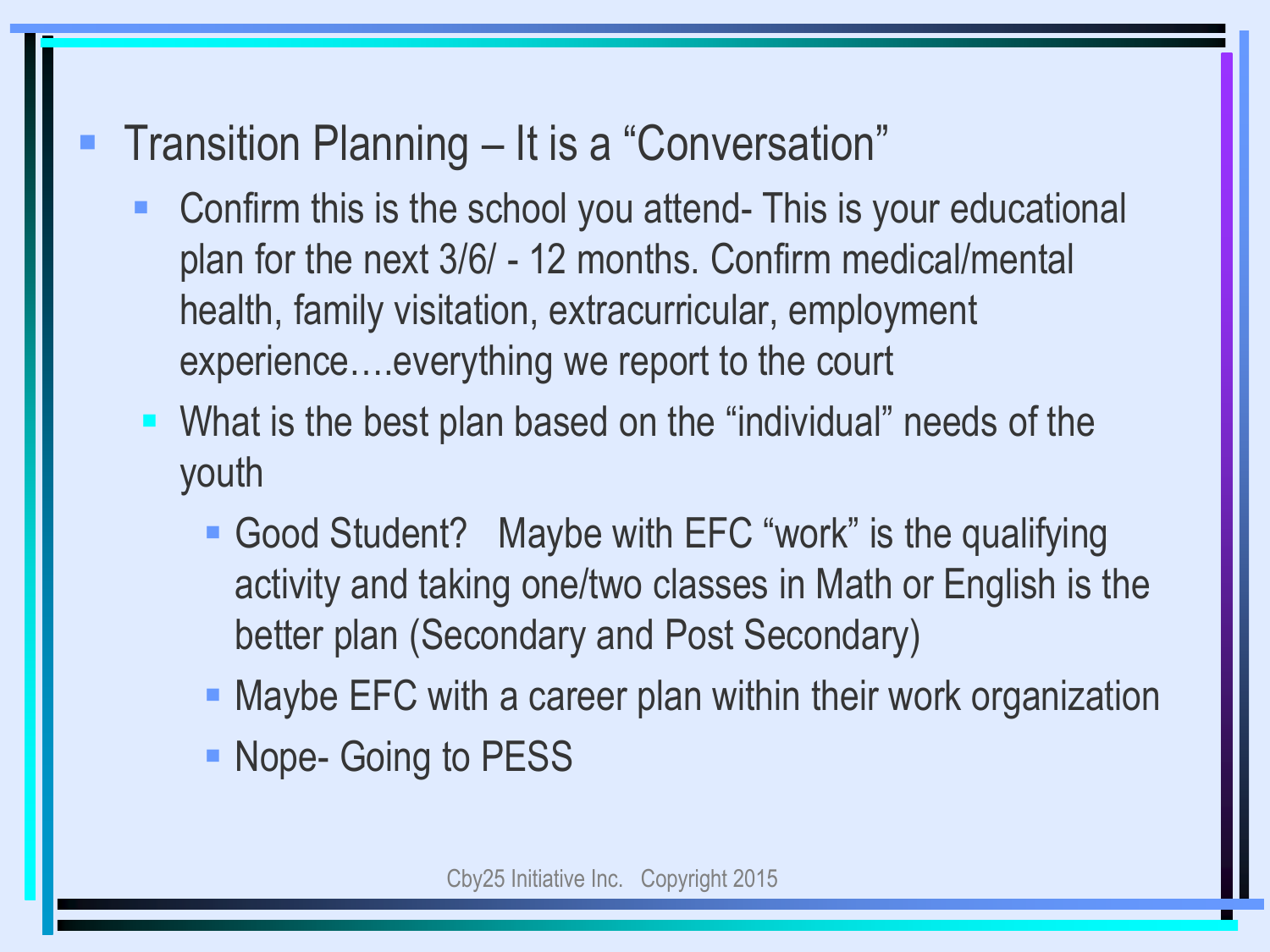- Transition Planning – It is a “Conversation”
  - Confirm this is the school you attend- This is your educational plan for the next 3/6/ - 12 months. Confirm medical/mental health, family visitation, extracurricular, employment experience….everything we report to the court
  - What is the best plan based on the “individual” needs of the youth
    - Good Student? Maybe with EFC “work” is the qualifying activity and taking one/two classes in Math or English is the better plan (Secondary and Post Secondary)
    - Maybe EFC with a career plan within their work organization
    - Nope- Going to PESS

Cby25 Initiative Inc. Copyright 2015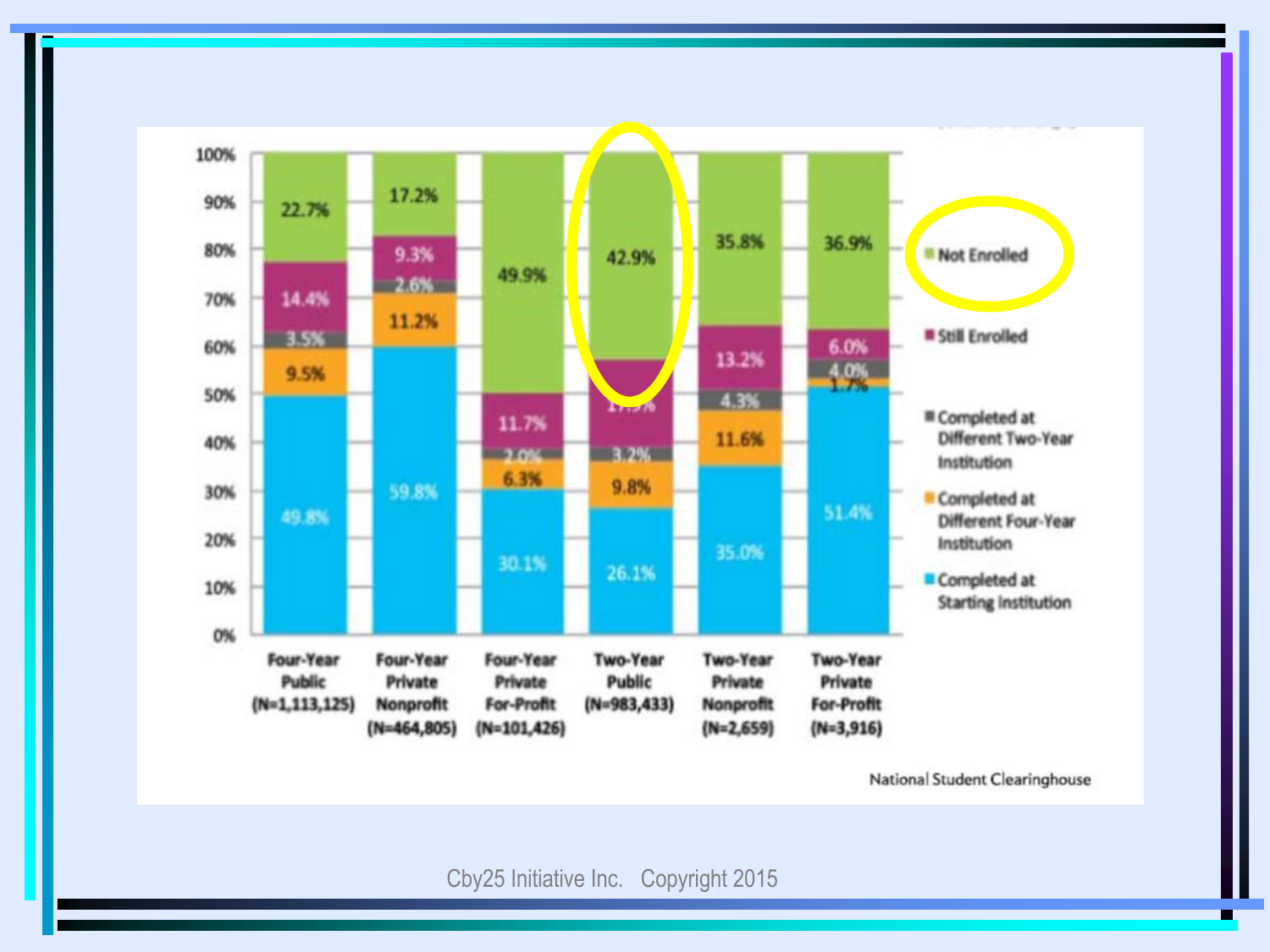| | Four-Year Public (N=1,113,125) | Four-Year Private Nonprofit (N=464,805) | Four-Year Private For-Profit (N=101,426) | Two-Year Public (N=983,433) | Two-Year Private Nonprofit (N=2,659) | Two-Year Private For-Profit (N=3,916) |
|---|---|---|---|---|---|---|
| Not Enrolled | 22.7% | 17.2% | 49.9% | 42.9% | 35.8% | 36.9% |
| Still Enrolled | 14.4% | 9.3% | 11.7% | 17.9% | 13.2% | 6.0% |
| Completed at Different Two-Year Institution | 3.5% | 2.6% | 2.0% | 3.2% | 4.3% | 4.0% |
| Completed at Different Four-Year Institution | 9.5% | 11.2% | 6.3% | 9.8% | 11.6% | 1.7% |
| Completed at Starting Institution | 49.8% | 59.8% | 30.1% | 26.1% | 35.0% | 51.4% |

National Student Clearinghouse

Cby25 Initiative Inc. Copyright 2015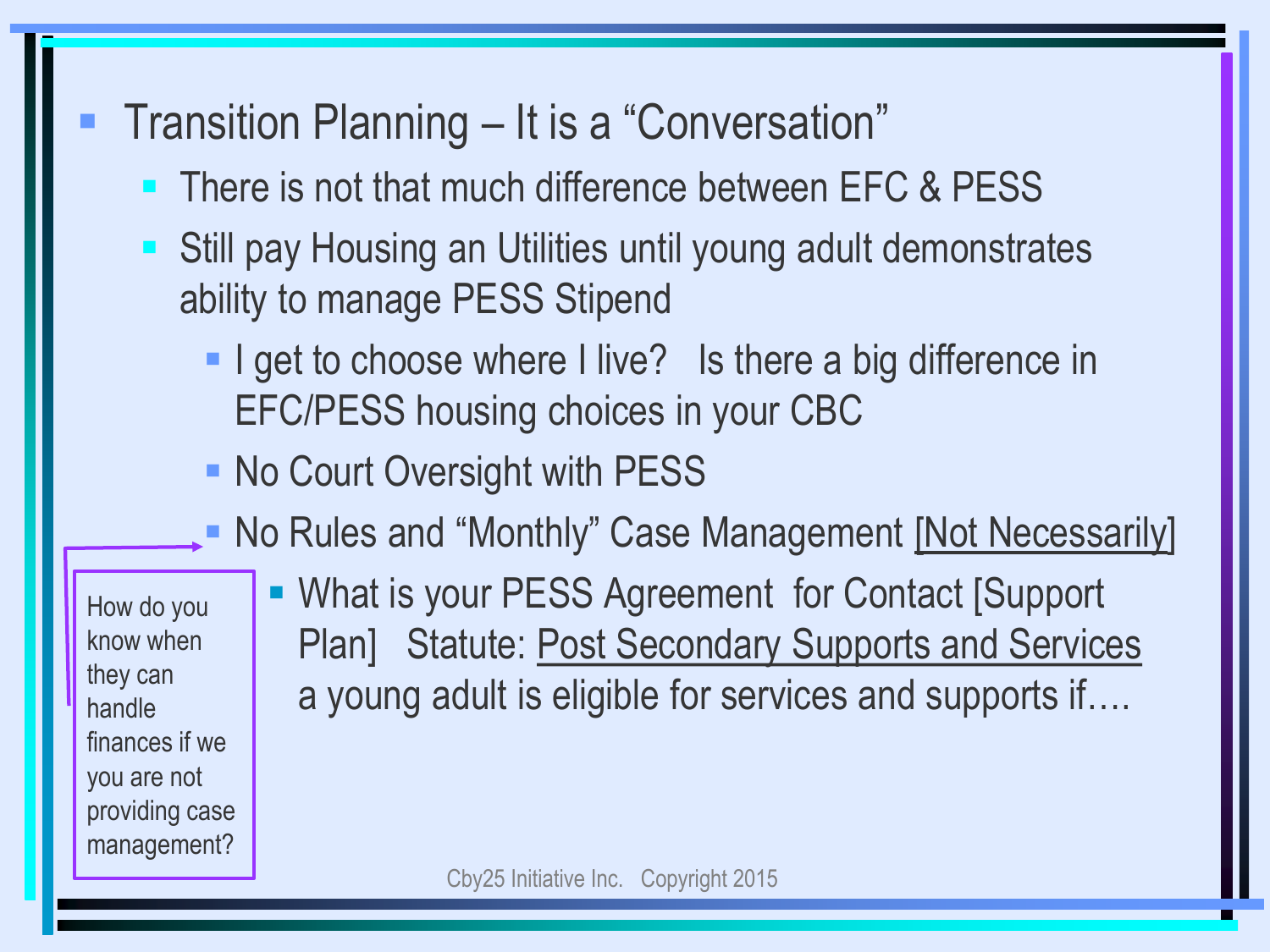- Transition Planning – It is a "Conversation"
  - There is not that much difference between EFC & PESS
  - Still pay Housing an Utilities until young adult demonstrates ability to manage PESS Stipend
    - I get to choose where I live? Is there a big difference in EFC/PESS housing choices in your CBC
    - No Court Oversight with PESS
    - No Rules and "Monthly" Case Management [Not Necessarily]
      - What is your PESS Agreement for Contact [Support Plan] Statute: Post Secondary Supports and Services a young adult is eligible for services and supports if….

How do you know when they can handle finances if we you are not providing case management?

Cby25 Initiative Inc. Copyright 2015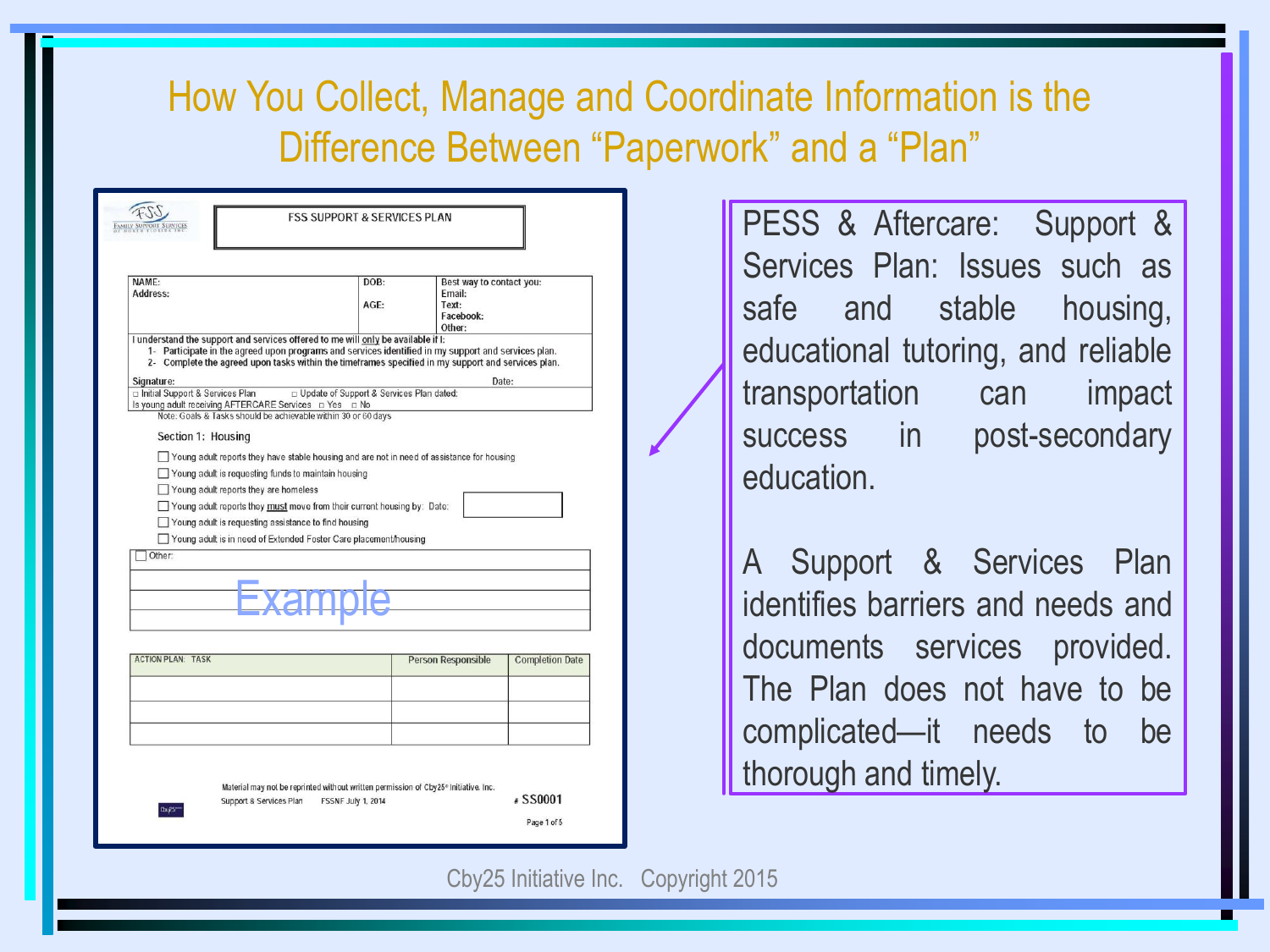# How You Collect, Manage and Coordinate Information is the Difference Between "Paperwork" and a "Plan"

**FSS SUPPORT & SERVICES PLAN**

| NAME: Address: | DOB: AGE: | Best way to contact you: Email: Text: Facebook: Other: |
|---|---|---|

I understand the support and services offered to me will only be available if I:

1- Participate in the agreed upon programs and services identified in my support and services plan.
2- Complete the agreed upon tasks within the timeframes specified in my support and services plan.

Signature: Date:

□ Initial Support & Services Plan □ Update of Support & Services Plan dated:

Is young adult receiving AFTERCARE Services □ Yes □ No

Note: Goals & Tasks should be achievable within 30 or 60 days

Section 1: Housing

- ☐ Young adult reports they have stable housing and are not in need of assistance for housing
- ☐ Young adult is requesting funds to maintain housing
- ☐ Young adult reports they are homeless
- ☐ Young adult reports they must move from their current housing by: Date:
- ☐ Young adult is requesting assistance to find housing
- ☐ Young adult is in need of Extended Foster Care placement/housing
- ☐ Other:

Example

| ACTION PLAN: TASK | Person Responsible | Completion Date |
|---|---|---|
| | | |
| | | |
| | | |

Material may not be reprinted without written permission of Cby25® Initiative, Inc.

Support & Services Plan FSSNF July 1, 2014 # SS0001

Page 1 of 5

PESS & Aftercare: Support & Services Plan: Issues such as safe and stable housing, educational tutoring, and reliable transportation can impact success in post-secondary education.

A Support & Services Plan identifies barriers and needs and documents services provided. The Plan does not have to be complicated—it needs to be thorough and timely.

Cby25 Initiative Inc. Copyright 2015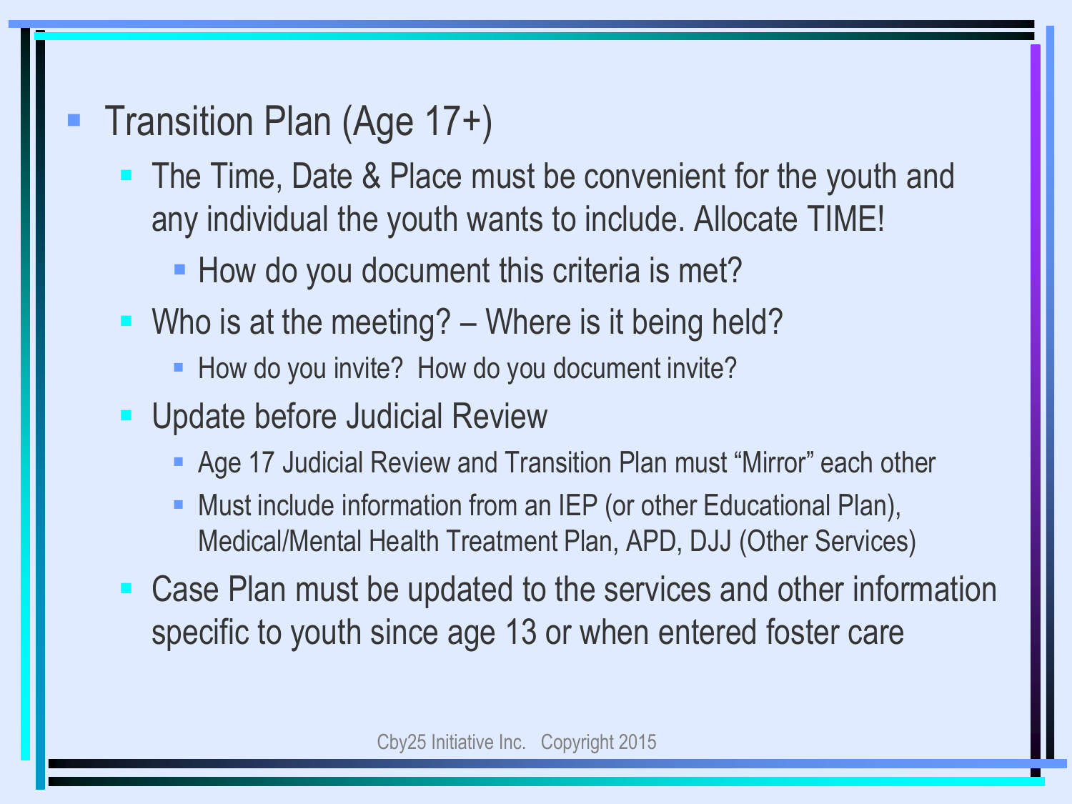- Transition Plan (Age 17+)
  - The Time, Date & Place must be convenient for the youth and any individual the youth wants to include. Allocate TIME!
    - How do you document this criteria is met?
  - Who is at the meeting? – Where is it being held?
    - How do you invite?  How do you document invite?
  - Update before Judicial Review
    - Age 17 Judicial Review and Transition Plan must “Mirror” each other
    - Must include information from an IEP (or other Educational Plan), Medical/Mental Health Treatment Plan, APD, DJJ (Other Services)
  - Case Plan must be updated to the services and other information specific to youth since age 13 or when entered foster care

Cby25 Initiative Inc.   Copyright 2015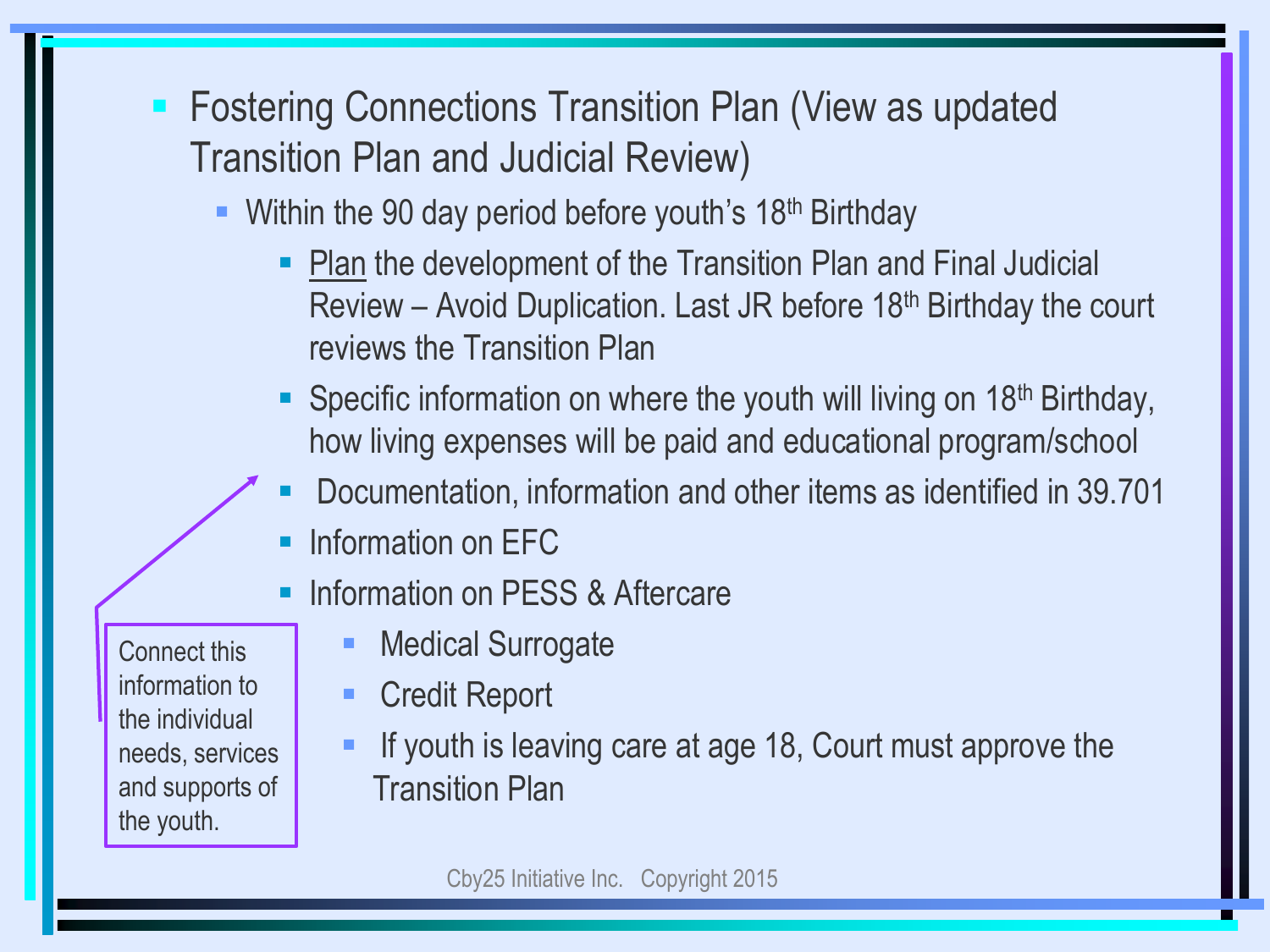- Fostering Connections Transition Plan (View as updated Transition Plan and Judicial Review)
  - Within the 90 day period before youth's 18th Birthday
    - Plan the development of the Transition Plan and Final Judicial Review – Avoid Duplication. Last JR before 18th Birthday the court reviews the Transition Plan
    - Specific information on where the youth will living on 18th Birthday, how living expenses will be paid and educational program/school
    - Documentation, information and other items as identified in 39.701
    - Information on EFC
    - Information on PESS & Aftercare
      - Medical Surrogate
      - Credit Report
      - If youth is leaving care at age 18, Court must approve the Transition Plan

Connect this information to the individual needs, services and supports of the youth.

Cby25 Initiative Inc. Copyright 2015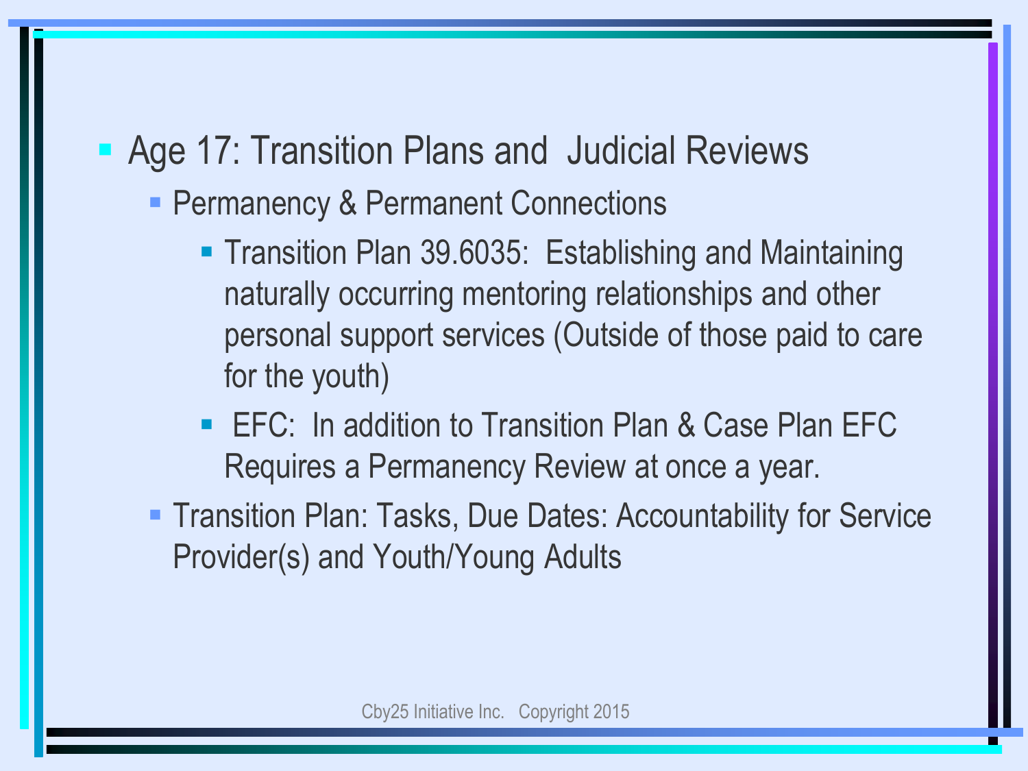- Age 17: Transition Plans and Judicial Reviews
  - Permanency & Permanent Connections
    - Transition Plan 39.6035: Establishing and Maintaining naturally occurring mentoring relationships and other personal support services (Outside of those paid to care for the youth)
    - EFC: In addition to Transition Plan & Case Plan EFC Requires a Permanency Review at once a year.
  - Transition Plan: Tasks, Due Dates: Accountability for Service Provider(s) and Youth/Young Adults

Cby25 Initiative Inc. Copyright 2015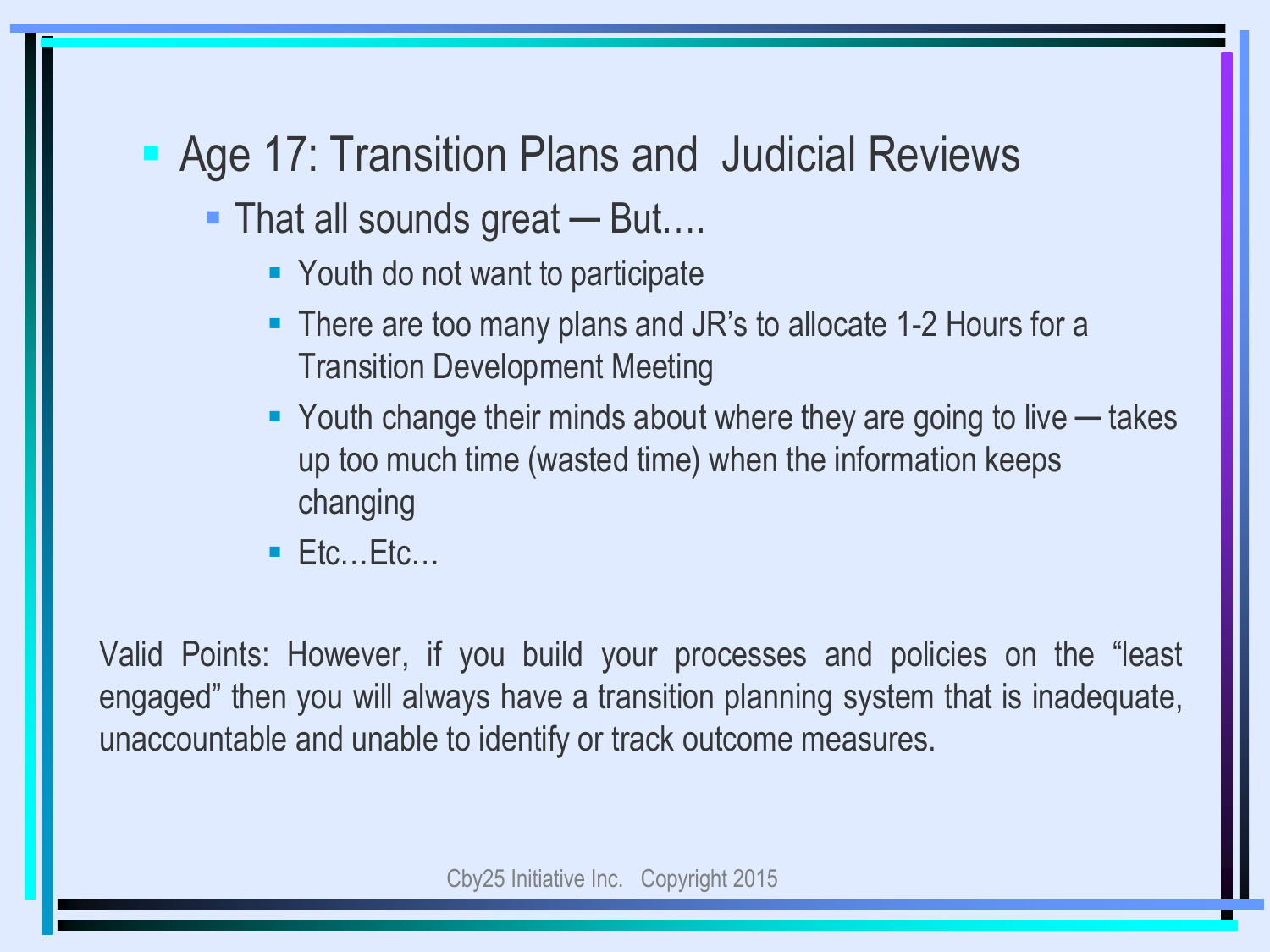- Age 17: Transition Plans and  Judicial Reviews
  - That all sounds great — But….
    - Youth do not want to participate
    - There are too many plans and JR's to allocate 1-2 Hours for a Transition Development Meeting
    - Youth change their minds about where they are going to live — takes up too much time (wasted time) when the information keeps changing
    - Etc…Etc…

Valid Points: However, if you build your processes and policies on the "least engaged" then you will always have a transition planning system that is inadequate, unaccountable and unable to identify or track outcome measures.

Cby25 Initiative Inc.   Copyright 2015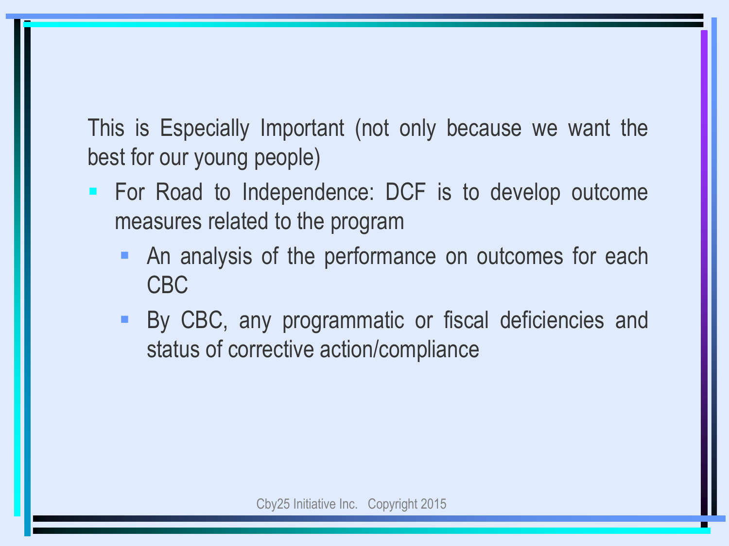This is Especially Important (not only because we want the best for our young people)

- For Road to Independence: DCF is to develop outcome measures related to the program
  - An analysis of the performance on outcomes for each CBC
  - By CBC, any programmatic or fiscal deficiencies and status of corrective action/compliance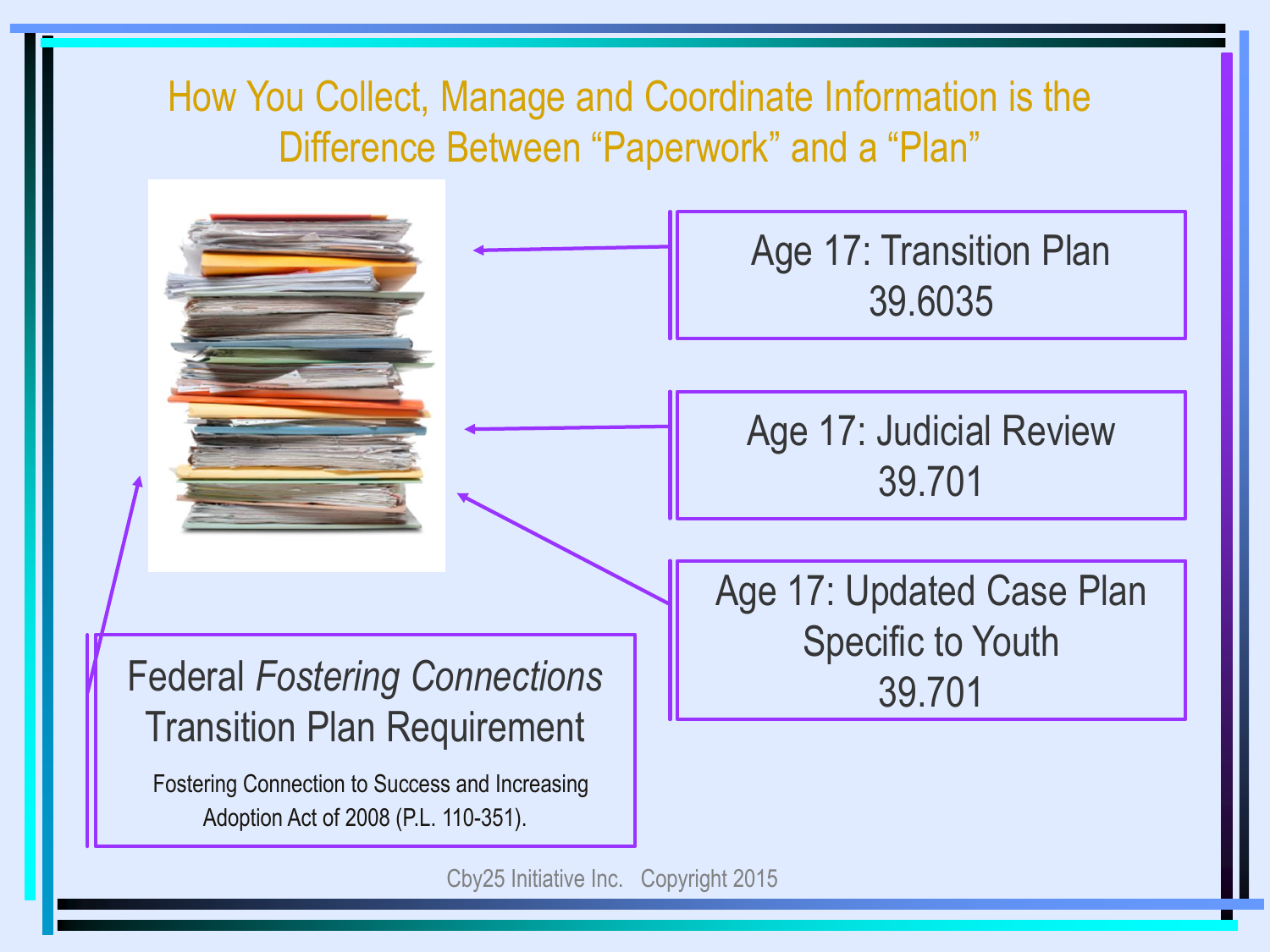# How You Collect, Manage and Coordinate Information is the Difference Between "Paperwork" and a "Plan"

**Age 17: Transition Plan**
39.6035

**Age 17: Judicial Review**
39.701

**Age 17: Updated Case Plan Specific to Youth**
39.701

**Federal *Fostering Connections* Transition Plan Requirement**

Fostering Connection to Success and Increasing Adoption Act of 2008 (P.L. 110-351).

Cby25 Initiative Inc. Copyright 2015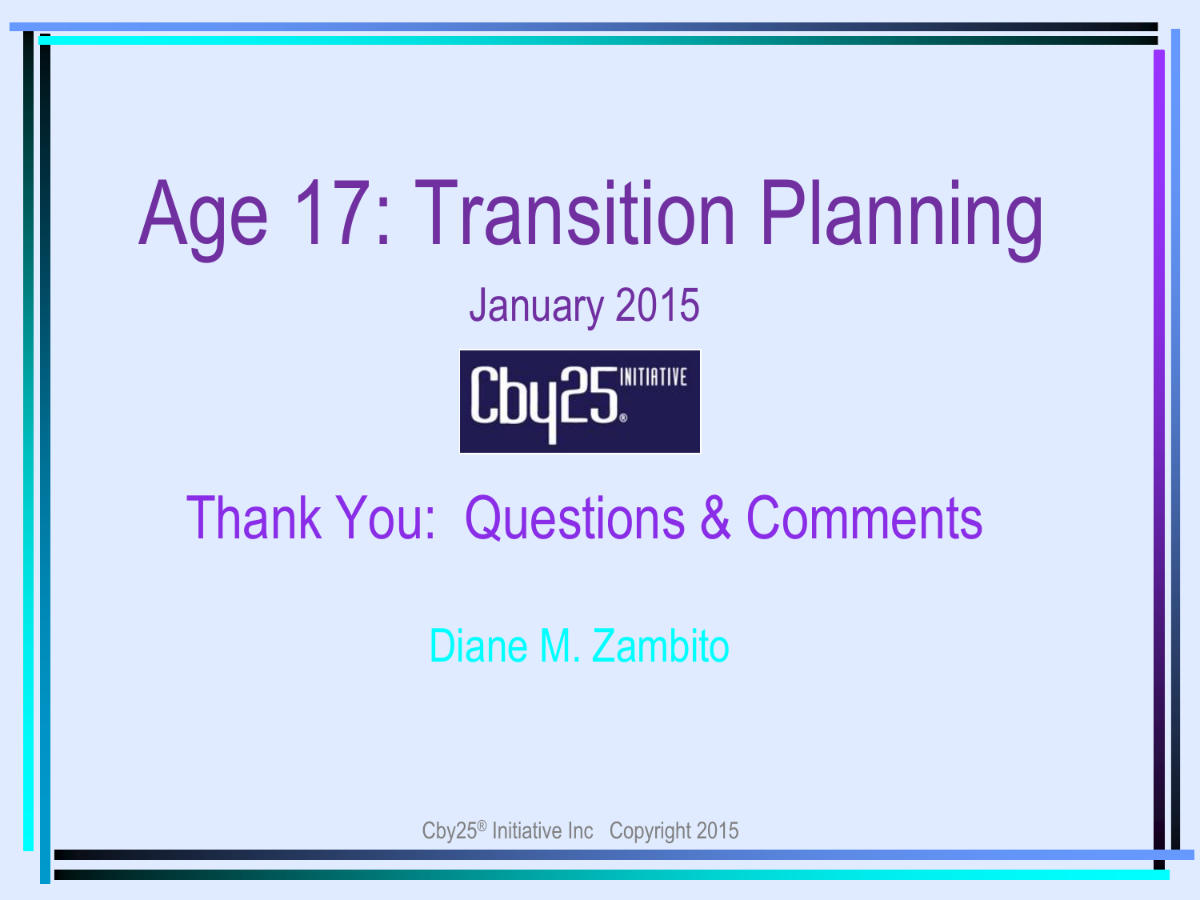# Age 17: Transition Planning

January 2015

Cby25 INITIATIVE®

## Thank You: Questions & Comments

Diane M. Zambito

Cby25® Initiative Inc Copyright 2015